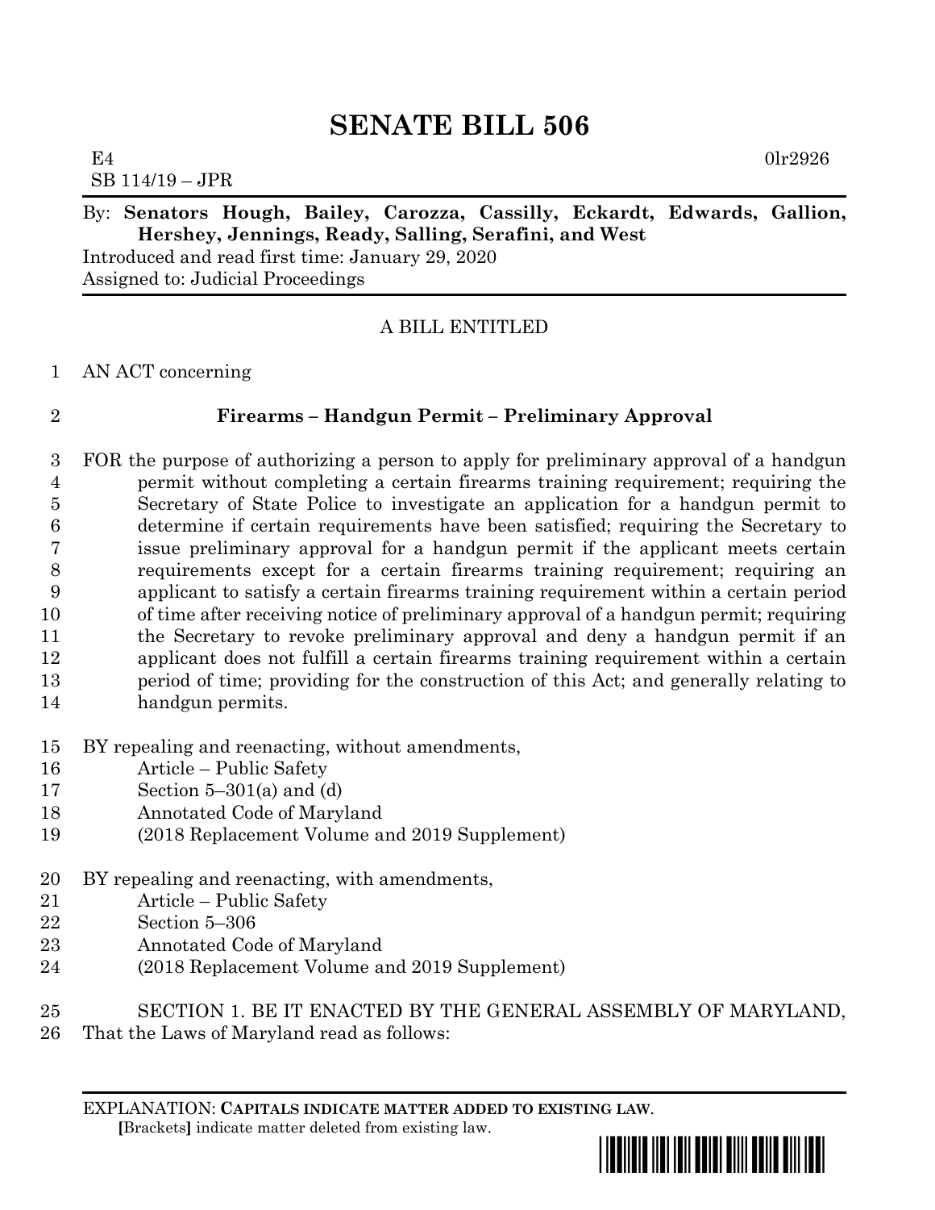# SENATE BILL 506

E4 0lr2926
SB 114/19 – JPR

By: **Senators Hough, Bailey, Carozza, Cassilly, Eckardt, Edwards, Gallion, Hershey, Jennings, Ready, Salling, Serafini, and West**
Introduced and read first time: January 29, 2020
Assigned to: Judicial Proceedings

A BILL ENTITLED

1 AN ACT concerning

2 **Firearms – Handgun Permit – Preliminary Approval**

3 FOR the purpose of authorizing a person to apply for preliminary approval of a handgun
4 permit without completing a certain firearms training requirement; requiring the
5 Secretary of State Police to investigate an application for a handgun permit to
6 determine if certain requirements have been satisfied; requiring the Secretary to
7 issue preliminary approval for a handgun permit if the applicant meets certain
8 requirements except for a certain firearms training requirement; requiring an
9 applicant to satisfy a certain firearms training requirement within a certain period
10 of time after receiving notice of preliminary approval of a handgun permit; requiring
11 the Secretary to revoke preliminary approval and deny a handgun permit if an
12 applicant does not fulfill a certain firearms training requirement within a certain
13 period of time; providing for the construction of this Act; and generally relating to
14 handgun permits.

15 BY repealing and reenacting, without amendments,
16 Article – Public Safety
17 Section 5–301(a) and (d)
18 Annotated Code of Maryland
19 (2018 Replacement Volume and 2019 Supplement)

20 BY repealing and reenacting, with amendments,
21 Article – Public Safety
22 Section 5–306
23 Annotated Code of Maryland
24 (2018 Replacement Volume and 2019 Supplement)

25 SECTION 1. BE IT ENACTED BY THE GENERAL ASSEMBLY OF MARYLAND,
26 That the Laws of Maryland read as follows:

EXPLANATION: **CAPITALS INDICATE MATTER ADDED TO EXISTING LAW**.
**[**Brackets**]** indicate matter deleted from existing law.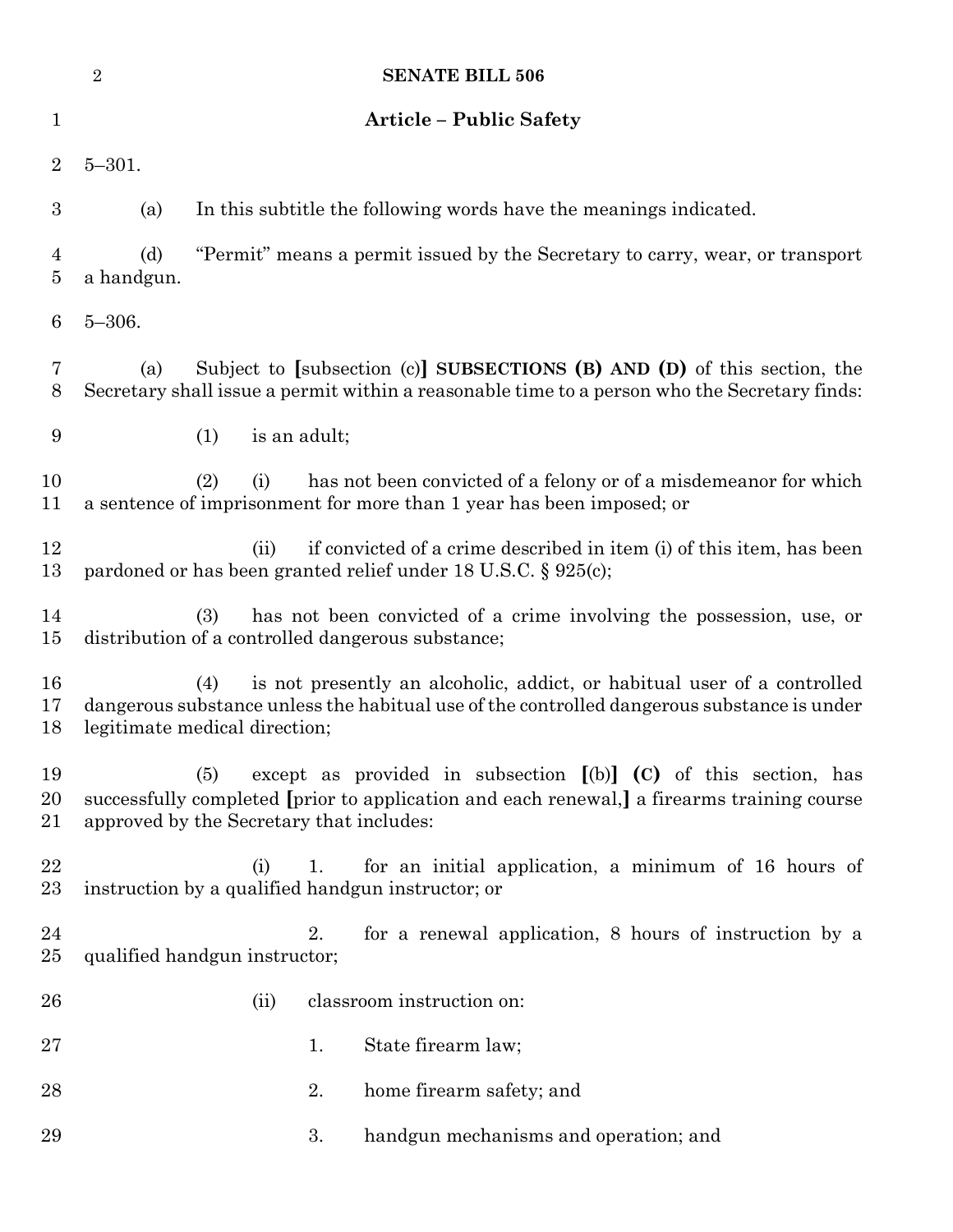## Article – Public Safety

5–301.

(a) In this subtitle the following words have the meanings indicated.

(d) "Permit" means a permit issued by the Secretary to carry, wear, or transport a handgun.

5–306.

(a) Subject to **[**subsection (c)**]** **SUBSECTIONS (B) AND (D)** of this section, the Secretary shall issue a permit within a reasonable time to a person who the Secretary finds:

(1) is an adult;

(2) (i) has not been convicted of a felony or of a misdemeanor for which a sentence of imprisonment for more than 1 year has been imposed; or

(ii) if convicted of a crime described in item (i) of this item, has been pardoned or has been granted relief under 18 U.S.C. § 925(c);

(3) has not been convicted of a crime involving the possession, use, or distribution of a controlled dangerous substance;

(4) is not presently an alcoholic, addict, or habitual user of a controlled dangerous substance unless the habitual use of the controlled dangerous substance is under legitimate medical direction;

(5) except as provided in subsection **[**(b)**]** **(C)** of this section, has successfully completed **[**prior to application and each renewal,**]** a firearms training course approved by the Secretary that includes:

(i) 1. for an initial application, a minimum of 16 hours of instruction by a qualified handgun instructor; or

2. for a renewal application, 8 hours of instruction by a qualified handgun instructor;

(ii) classroom instruction on:

1. State firearm law;

2. home firearm safety; and

3. handgun mechanisms and operation; and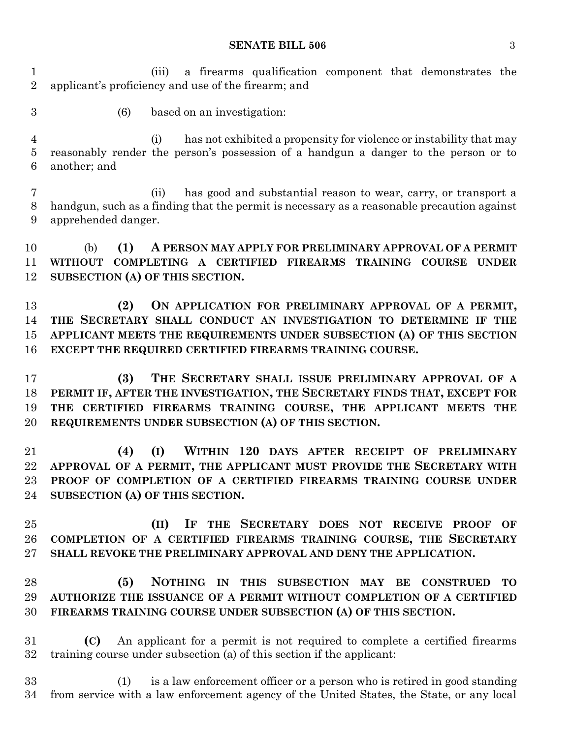(iii) a firearms qualification component that demonstrates the applicant's proficiency and use of the firearm; and

(6) based on an investigation:

(i) has not exhibited a propensity for violence or instability that may reasonably render the person's possession of a handgun a danger to the person or to another; and

(ii) has good and substantial reason to wear, carry, or transport a handgun, such as a finding that the permit is necessary as a reasonable precaution against apprehended danger.

(b) **(1) A PERSON MAY APPLY FOR PRELIMINARY APPROVAL OF A PERMIT WITHOUT COMPLETING A CERTIFIED FIREARMS TRAINING COURSE UNDER SUBSECTION (A) OF THIS SECTION.**

**(2) ON APPLICATION FOR PRELIMINARY APPROVAL OF A PERMIT, THE SECRETARY SHALL CONDUCT AN INVESTIGATION TO DETERMINE IF THE APPLICANT MEETS THE REQUIREMENTS UNDER SUBSECTION (A) OF THIS SECTION EXCEPT THE REQUIRED CERTIFIED FIREARMS TRAINING COURSE.**

**(3) THE SECRETARY SHALL ISSUE PRELIMINARY APPROVAL OF A PERMIT IF, AFTER THE INVESTIGATION, THE SECRETARY FINDS THAT, EXCEPT FOR THE CERTIFIED FIREARMS TRAINING COURSE, THE APPLICANT MEETS THE REQUIREMENTS UNDER SUBSECTION (A) OF THIS SECTION.**

**(4) (I) WITHIN 120 DAYS AFTER RECEIPT OF PRELIMINARY APPROVAL OF A PERMIT, THE APPLICANT MUST PROVIDE THE SECRETARY WITH PROOF OF COMPLETION OF A CERTIFIED FIREARMS TRAINING COURSE UNDER SUBSECTION (A) OF THIS SECTION.**

**(II) IF THE SECRETARY DOES NOT RECEIVE PROOF OF COMPLETION OF A CERTIFIED FIREARMS TRAINING COURSE, THE SECRETARY SHALL REVOKE THE PRELIMINARY APPROVAL AND DENY THE APPLICATION.**

**(5) NOTHING IN THIS SUBSECTION MAY BE CONSTRUED TO AUTHORIZE THE ISSUANCE OF A PERMIT WITHOUT COMPLETION OF A CERTIFIED FIREARMS TRAINING COURSE UNDER SUBSECTION (A) OF THIS SECTION.**

**(C)** An applicant for a permit is not required to complete a certified firearms training course under subsection (a) of this section if the applicant:

(1) is a law enforcement officer or a person who is retired in good standing from service with a law enforcement agency of the United States, the State, or any local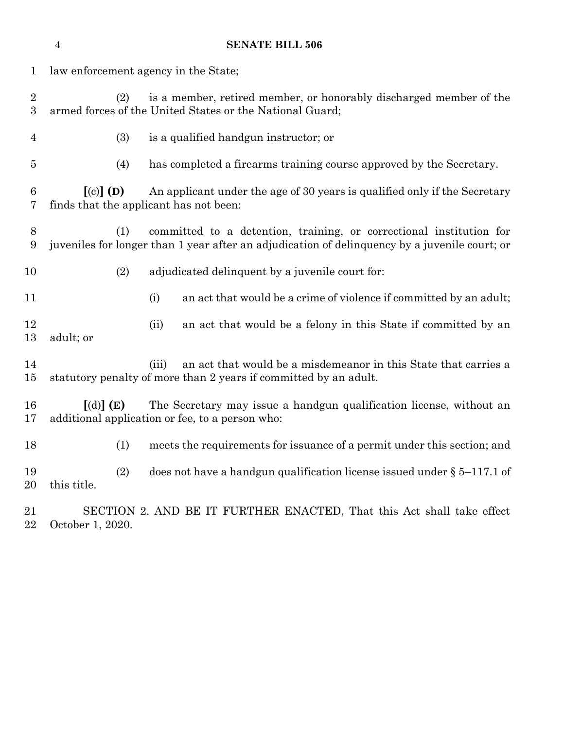law enforcement agency in the State;

(2) is a member, retired member, or honorably discharged member of the armed forces of the United States or the National Guard;

(3) is a qualified handgun instructor; or

(4) has completed a firearms training course approved by the Secretary.

**[**(c)**] (D)** An applicant under the age of 30 years is qualified only if the Secretary finds that the applicant has not been:

(1) committed to a detention, training, or correctional institution for juveniles for longer than 1 year after an adjudication of delinquency by a juvenile court; or

(2) adjudicated delinquent by a juvenile court for:

(i) an act that would be a crime of violence if committed by an adult;

(ii) an act that would be a felony in this State if committed by an adult; or

(iii) an act that would be a misdemeanor in this State that carries a statutory penalty of more than 2 years if committed by an adult.

**[**(d)**] (E)** The Secretary may issue a handgun qualification license, without an additional application or fee, to a person who:

(1) meets the requirements for issuance of a permit under this section; and

(2) does not have a handgun qualification license issued under § 5–117.1 of this title.

SECTION 2. AND BE IT FURTHER ENACTED, That this Act shall take effect October 1, 2020.